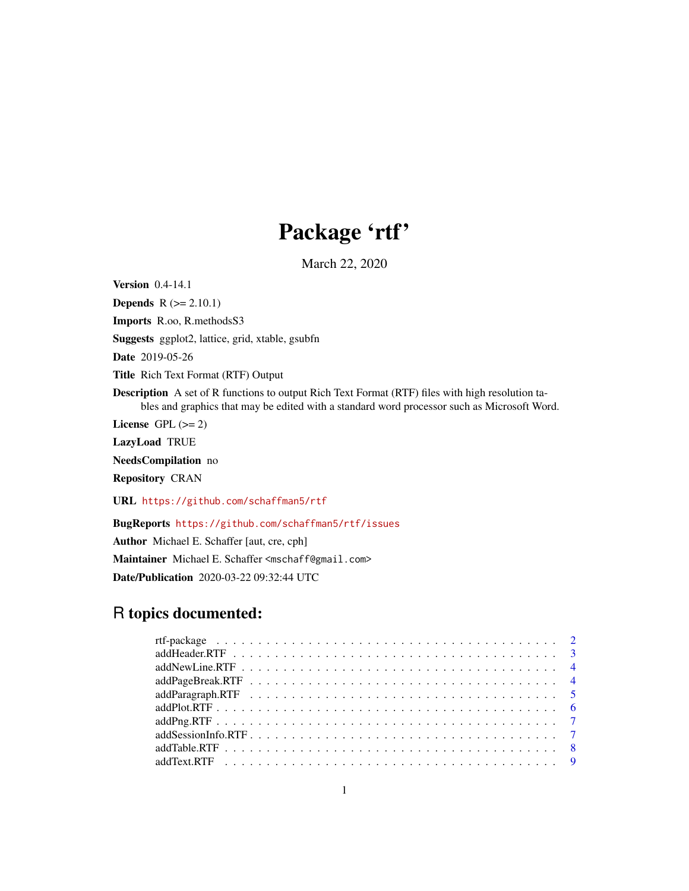# Package 'rtf'

March 22, 2020

**Version** 0.4-14.1

**Depends** R (>= 2.10.1)

**Imports** R.oo, R.methodsS3

**Suggests** ggplot2, lattice, grid, xtable, gsubfn

**Date** 2019-05-26

**Title** Rich Text Format (RTF) Output

**Description** A set of R functions to output Rich Text Format (RTF) files with high resolution tables and graphics that may be edited with a standard word processor such as Microsoft Word.

**License** GPL (>= 2)

**LazyLoad** TRUE

**NeedsCompilation** no

**Repository** CRAN

**URL** https://github.com/schaffman5/rtf

**BugReports** https://github.com/schaffman5/rtf/issues

**Author** Michael E. Schaffer [aut, cre, cph]

**Maintainer** Michael E. Schaffer <mschaff@gmail.com>

**Date/Publication** 2020-03-22 09:32:44 UTC

## R topics documented:

- rtf-package . . . . . . . . . . . . . . . . . . . . . . . . . . . . . . . . . . . . . . . . . 2
- addHeader.RTF . . . . . . . . . . . . . . . . . . . . . . . . . . . . . . . . . . . . . . . 3
- addNewLine.RTF . . . . . . . . . . . . . . . . . . . . . . . . . . . . . . . . . . . . . . 4
- addPageBreak.RTF . . . . . . . . . . . . . . . . . . . . . . . . . . . . . . . . . . . . . 4
- addParagraph.RTF . . . . . . . . . . . . . . . . . . . . . . . . . . . . . . . . . . . . . 5
- addPlot.RTF . . . . . . . . . . . . . . . . . . . . . . . . . . . . . . . . . . . . . . . . 6
- addPng.RTF . . . . . . . . . . . . . . . . . . . . . . . . . . . . . . . . . . . . . . . . 7
- addSessionInfo.RTF . . . . . . . . . . . . . . . . . . . . . . . . . . . . . . . . . . . . 7
- addTable.RTF . . . . . . . . . . . . . . . . . . . . . . . . . . . . . . . . . . . . . . . 8
- addText.RTF . . . . . . . . . . . . . . . . . . . . . . . . . . . . . . . . . . . . . . . . 9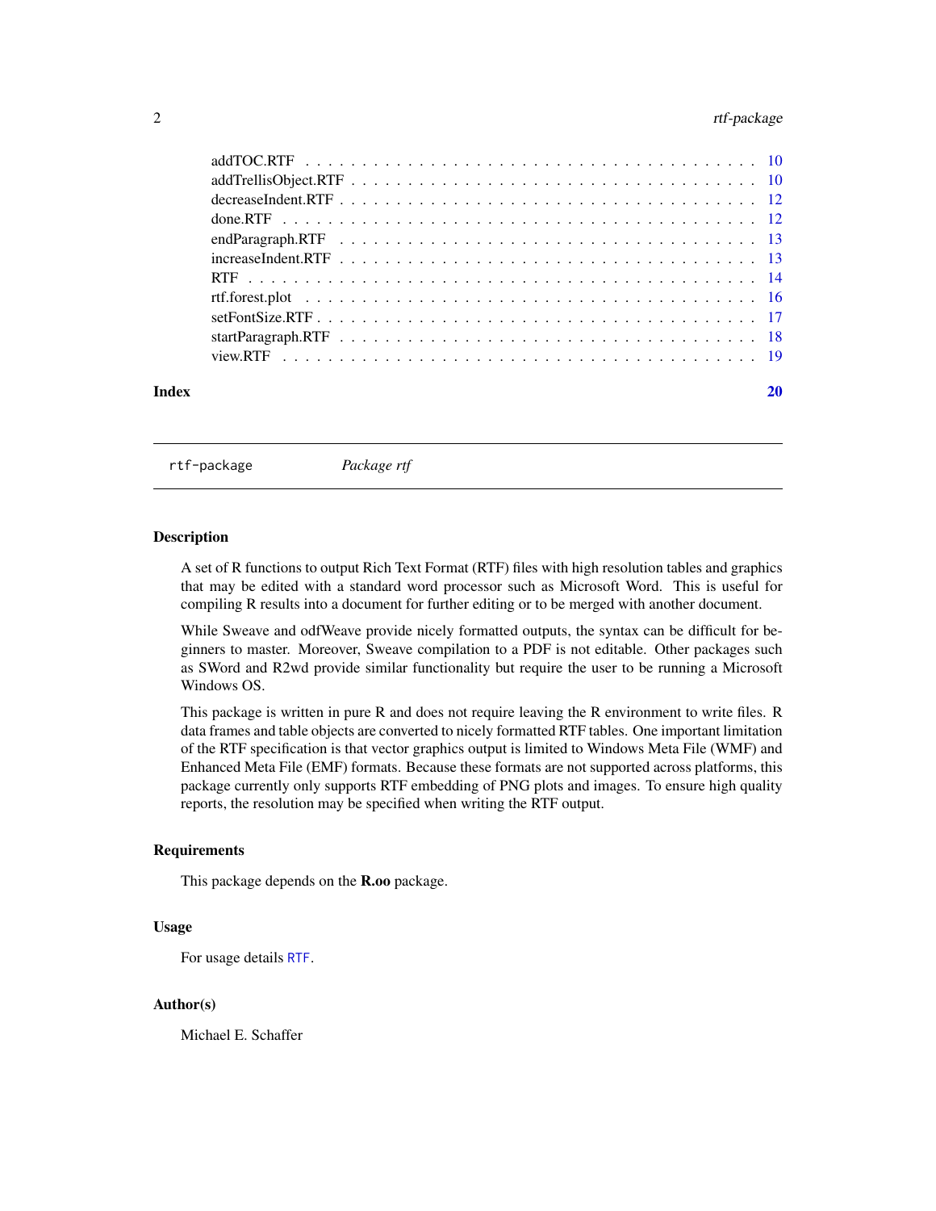addTOC.RTF . . . . . . . . . . . . . . . . . . . . . . . . . . . . . . . . . . . . 10
addTrellisObject.RTF . . . . . . . . . . . . . . . . . . . . . . . . . . . . . . . . 10
decreaseIndent.RTF . . . . . . . . . . . . . . . . . . . . . . . . . . . . . . . . . 12
done.RTF . . . . . . . . . . . . . . . . . . . . . . . . . . . . . . . . . . . . . . 12
endParagraph.RTF . . . . . . . . . . . . . . . . . . . . . . . . . . . . . . . . . 13
increaseIndent.RTF . . . . . . . . . . . . . . . . . . . . . . . . . . . . . . . . . 13
RTF . . . . . . . . . . . . . . . . . . . . . . . . . . . . . . . . . . . . . . . . 14
rtf.forest.plot . . . . . . . . . . . . . . . . . . . . . . . . . . . . . . . . . . . 16
setFontSize.RTF . . . . . . . . . . . . . . . . . . . . . . . . . . . . . . . . . . 17
startParagraph.RTF . . . . . . . . . . . . . . . . . . . . . . . . . . . . . . . . . 18
view.RTF . . . . . . . . . . . . . . . . . . . . . . . . . . . . . . . . . . . . . 19

**Index** **20**

---

`rtf-package` *Package rtf*

---

## Description

A set of R functions to output Rich Text Format (RTF) files with high resolution tables and graphics that may be edited with a standard word processor such as Microsoft Word. This is useful for compiling R results into a document for further editing or to be merged with another document.

While Sweave and odfWeave provide nicely formatted outputs, the syntax can be difficult for beginners to master. Moreover, Sweave compilation to a PDF is not editable. Other packages such as SWord and R2wd provide similar functionality but require the user to be running a Microsoft Windows OS.

This package is written in pure R and does not require leaving the R environment to write files. R data frames and table objects are converted to nicely formatted RTF tables. One important limitation of the RTF specification is that vector graphics output is limited to Windows Meta File (WMF) and Enhanced Meta File (EMF) formats. Because these formats are not supported across platforms, this package currently only supports RTF embedding of PNG plots and images. To ensure high quality reports, the resolution may be specified when writing the RTF output.

## Requirements

This package depends on the **R.oo** package.

## Usage

For usage details `RTF`.

## Author(s)

Michael E. Schaffer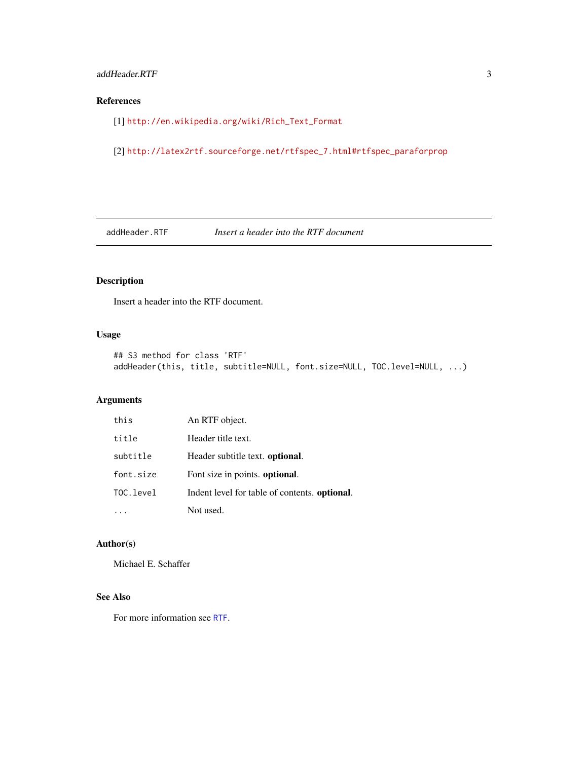### References

[1] http://en.wikipedia.org/wiki/Rich_Text_Format

[2] http://latex2rtf.sourceforge.net/rtfspec_7.html#rtfspec_paraforprop

---

## addHeader.RTF — *Insert a header into the RTF document*

### Description

Insert a header into the RTF document.

### Usage

```
## S3 method for class 'RTF'
addHeader(this, title, subtitle=NULL, font.size=NULL, TOC.level=NULL, ...)
```

### Arguments

| | |
|---|---|
| `this` | An RTF object. |
| `title` | Header title text. |
| `subtitle` | Header subtitle text. **optional**. |
| `font.size` | Font size in points. **optional**. |
| `TOC.level` | Indent level for table of contents. **optional**. |
| `...` | Not used. |

### Author(s)

Michael E. Schaffer

### See Also

For more information see `RTF`.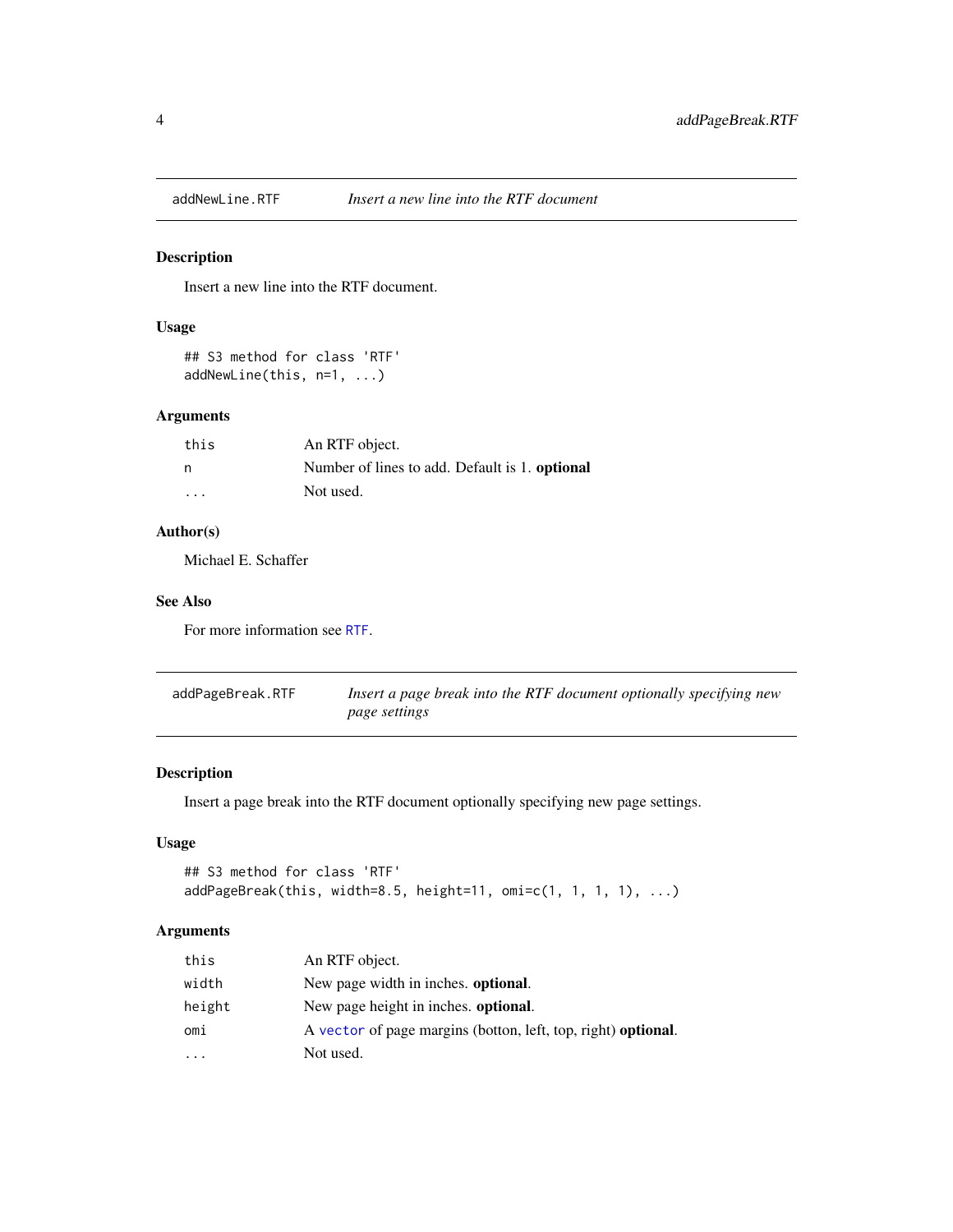## addNewLine.RTF — *Insert a new line into the RTF document*

### Description

Insert a new line into the RTF document.

### Usage

```
## S3 method for class 'RTF'
addNewLine(this, n=1, ...)
```

### Arguments

| | |
|---|---|
| `this` | An RTF object. |
| `n` | Number of lines to add. Default is 1. **optional** |
| `...` | Not used. |

### Author(s)

Michael E. Schaffer

### See Also

For more information see `RTF`.

## addPageBreak.RTF — *Insert a page break into the RTF document optionally specifying new page settings*

### Description

Insert a page break into the RTF document optionally specifying new page settings.

### Usage

```
## S3 method for class 'RTF'
addPageBreak(this, width=8.5, height=11, omi=c(1, 1, 1, 1), ...)
```

### Arguments

| | |
|---|---|
| `this` | An RTF object. |
| `width` | New page width in inches. **optional**. |
| `height` | New page height in inches. **optional**. |
| `omi` | A `vector` of page margins (botton, left, top, right) **optional**. |
| `...` | Not used. |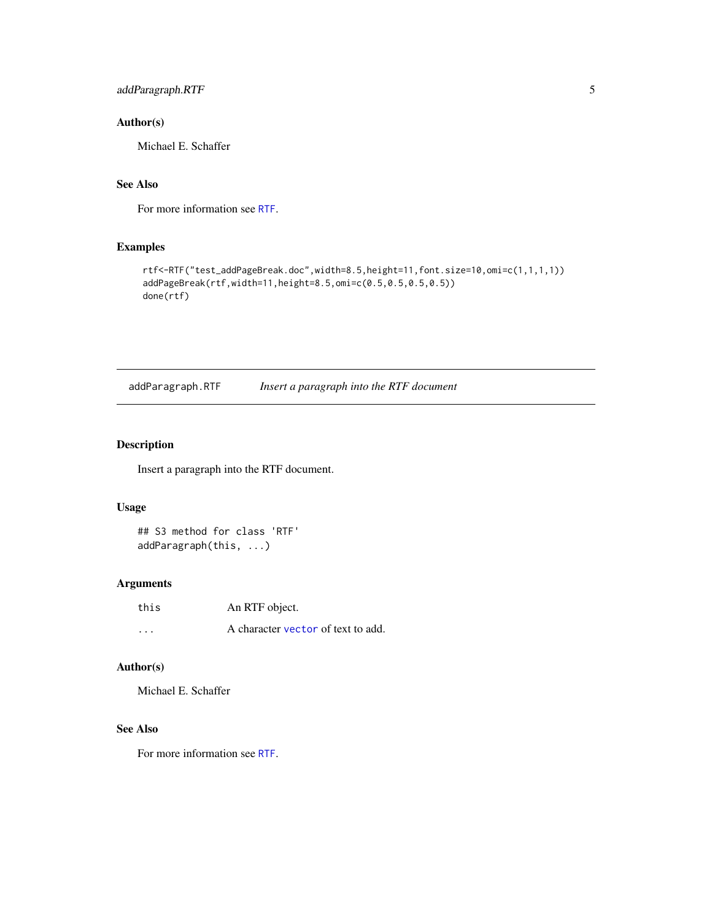### Author(s)

Michael E. Schaffer

### See Also

For more information see RTF.

### Examples

```
rtf<-RTF("test_addPageBreak.doc",width=8.5,height=11,font.size=10,omi=c(1,1,1,1))
addPageBreak(rtf,width=11,height=8.5,omi=c(0.5,0.5,0.5,0.5))
done(rtf)
```

---

## addParagraph.RTF — *Insert a paragraph into the RTF document*

### Description

Insert a paragraph into the RTF document.

### Usage

```
## S3 method for class 'RTF'
addParagraph(this, ...)
```

### Arguments

| | |
|---|---|
| this | An RTF object. |
| ... | A character vector of text to add. |

### Author(s)

Michael E. Schaffer

### See Also

For more information see RTF.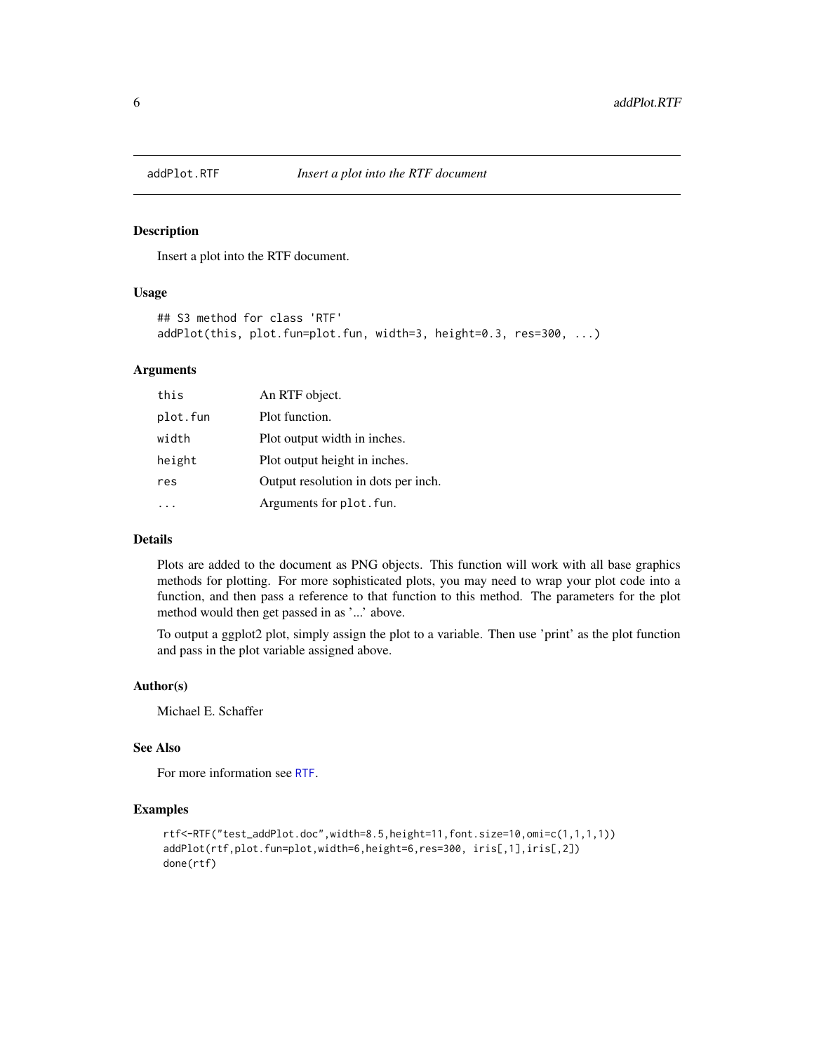addPlot.RTF *Insert a plot into the RTF document*

## Description

Insert a plot into the RTF document.

## Usage

```
## S3 method for class 'RTF'
addPlot(this, plot.fun=plot.fun, width=3, height=0.3, res=300, ...)
```

## Arguments

| | |
|---|---|
| this | An RTF object. |
| plot.fun | Plot function. |
| width | Plot output width in inches. |
| height | Plot output height in inches. |
| res | Output resolution in dots per inch. |
| ... | Arguments for `plot.fun`. |

## Details

Plots are added to the document as PNG objects. This function will work with all base graphics methods for plotting. For more sophisticated plots, you may need to wrap your plot code into a function, and then pass a reference to that function to this method. The parameters for the plot method would then get passed in as '...' above.

To output a ggplot2 plot, simply assign the plot to a variable. Then use 'print' as the plot function and pass in the plot variable assigned above.

## Author(s)

Michael E. Schaffer

## See Also

For more information see `RTF`.

## Examples

```
rtf<-RTF("test_addPlot.doc",width=8.5,height=11,font.size=10,omi=c(1,1,1,1))
addPlot(rtf,plot.fun=plot,width=6,height=6,res=300, iris[,1],iris[,2])
done(rtf)
```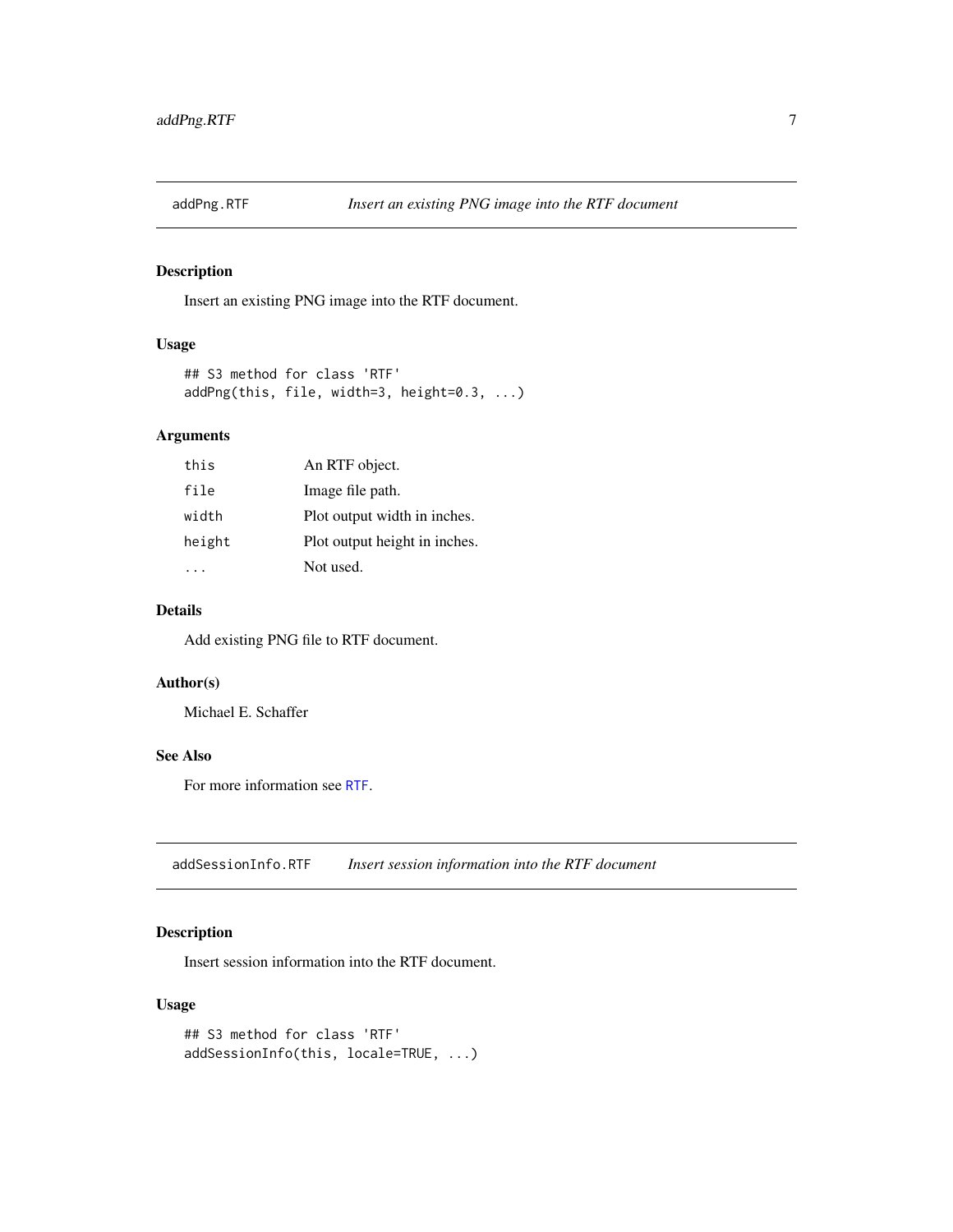## addPng.RTF — *Insert an existing PNG image into the RTF document*

### Description

Insert an existing PNG image into the RTF document.

### Usage

```
## S3 method for class 'RTF'
addPng(this, file, width=3, height=0.3, ...)
```

### Arguments

| | |
|---|---|
| `this` | An RTF object. |
| `file` | Image file path. |
| `width` | Plot output width in inches. |
| `height` | Plot output height in inches. |
| `...` | Not used. |

### Details

Add existing PNG file to RTF document.

### Author(s)

Michael E. Schaffer

### See Also

For more information see `RTF`.

## addSessionInfo.RTF — *Insert session information into the RTF document*

### Description

Insert session information into the RTF document.

### Usage

```
## S3 method for class 'RTF'
addSessionInfo(this, locale=TRUE, ...)
```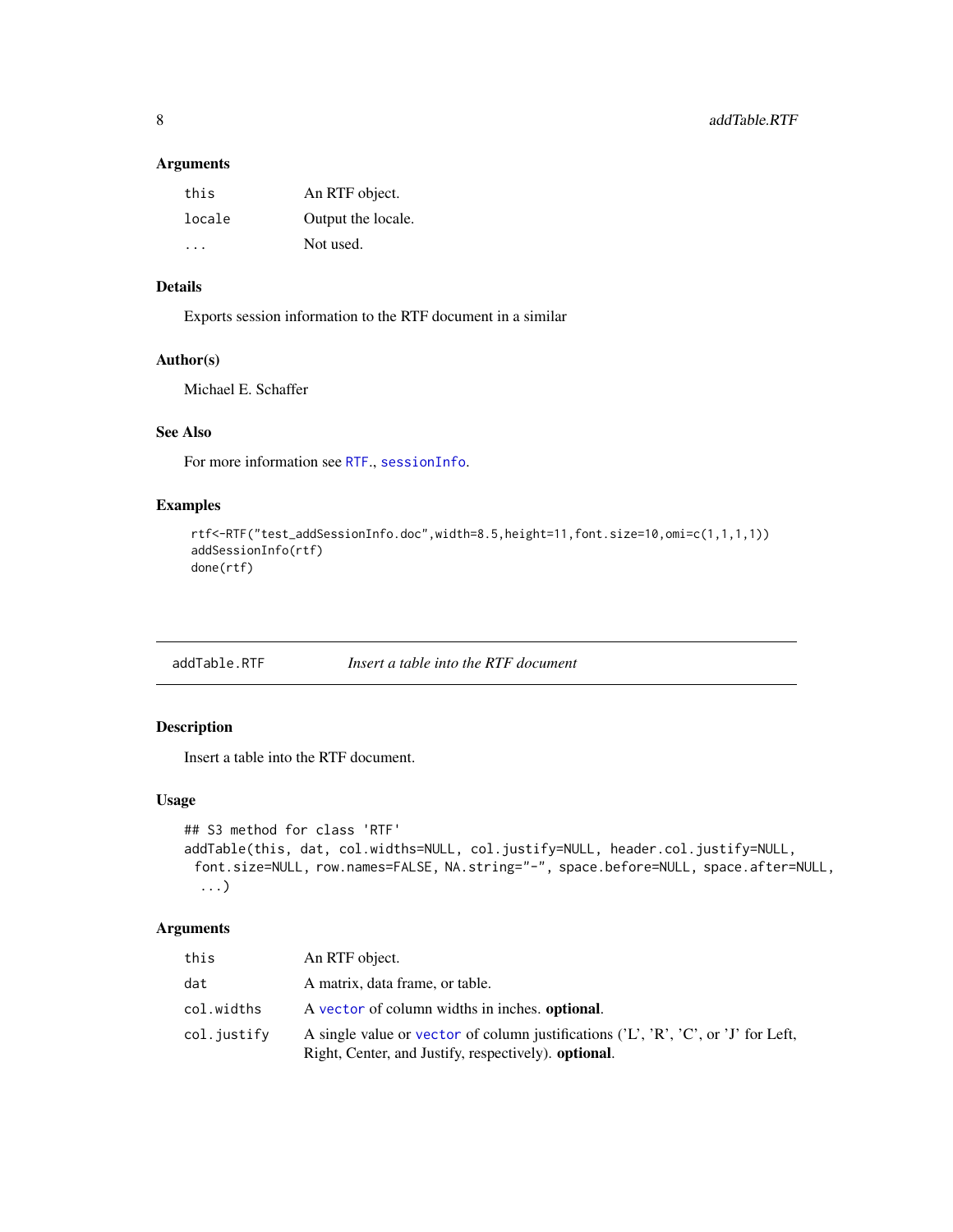### Arguments

| | |
|---|---|
| this | An RTF object. |
| locale | Output the locale. |
| ... | Not used. |

### Details

Exports session information to the RTF document in a similar

### Author(s)

Michael E. Schaffer

### See Also

For more information see RTF., sessionInfo.

### Examples

```
rtf<-RTF("test_addSessionInfo.doc",width=8.5,height=11,font.size=10,omi=c(1,1,1,1))
addSessionInfo(rtf)
done(rtf)
```

---

## addTable.RTF — *Insert a table into the RTF document*

### Description

Insert a table into the RTF document.

### Usage

```
## S3 method for class 'RTF'
addTable(this, dat, col.widths=NULL, col.justify=NULL, header.col.justify=NULL,
  font.size=NULL, row.names=FALSE, NA.string="-", space.before=NULL, space.after=NULL,
   ...)
```

### Arguments

| | |
|---|---|
| this | An RTF object. |
| dat | A matrix, data frame, or table. |
| col.widths | A vector of column widths in inches. **optional**. |
| col.justify | A single value or vector of column justifications ('L', 'R', 'C', or 'J' for Left, Right, Center, and Justify, respectively). **optional**. |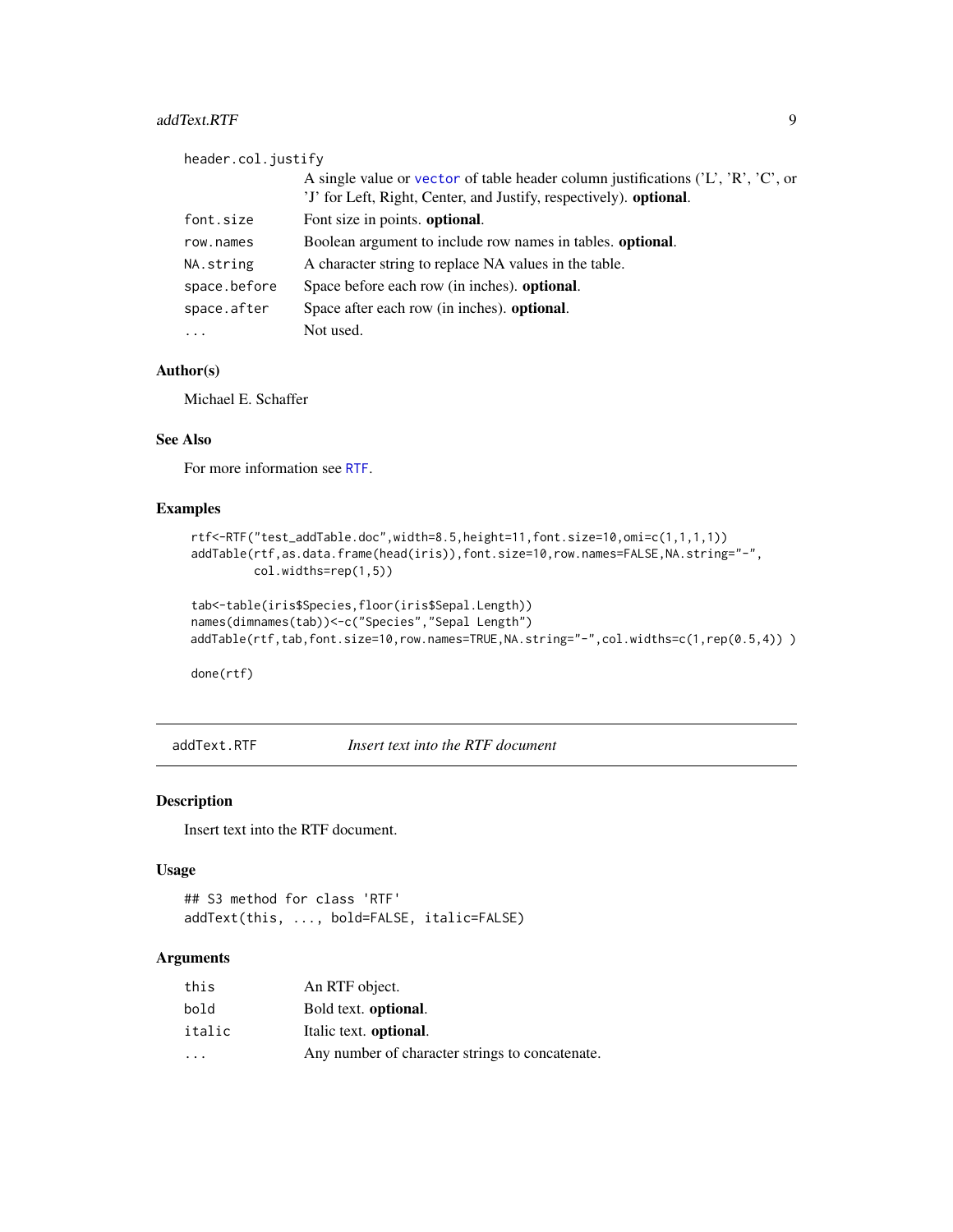header.col.justify
: A single value or vector of table header column justifications ('L', 'R', 'C', or 'J' for Left, Right, Center, and Justify, respectively). **optional**.

font.size
: Font size in points. **optional**.

row.names
: Boolean argument to include row names in tables. **optional**.

NA.string
: A character string to replace NA values in the table.

space.before
: Space before each row (in inches). **optional**.

space.after
: Space after each row (in inches). **optional**.

...
: Not used.

### Author(s)

Michael E. Schaffer

### See Also

For more information see RTF.

### Examples

```
rtf<-RTF("test_addTable.doc",width=8.5,height=11,font.size=10,omi=c(1,1,1,1))
addTable(rtf,as.data.frame(head(iris)),font.size=10,row.names=FALSE,NA.string="-",
         col.widths=rep(1,5))

tab<-table(iris$Species,floor(iris$Sepal.Length))
names(dimnames(tab))<-c("Species","Sepal Length")
addTable(rtf,tab,font.size=10,row.names=TRUE,NA.string="-",col.widths=c(1,rep(0.5,4)) )

done(rtf)
```

## addText.RTF — *Insert text into the RTF document*

### Description

Insert text into the RTF document.

### Usage

```
## S3 method for class 'RTF'
addText(this, ..., bold=FALSE, italic=FALSE)
```

### Arguments

this
: An RTF object.

bold
: Bold text. **optional**.

italic
: Italic text. **optional**.

...
: Any number of character strings to concatenate.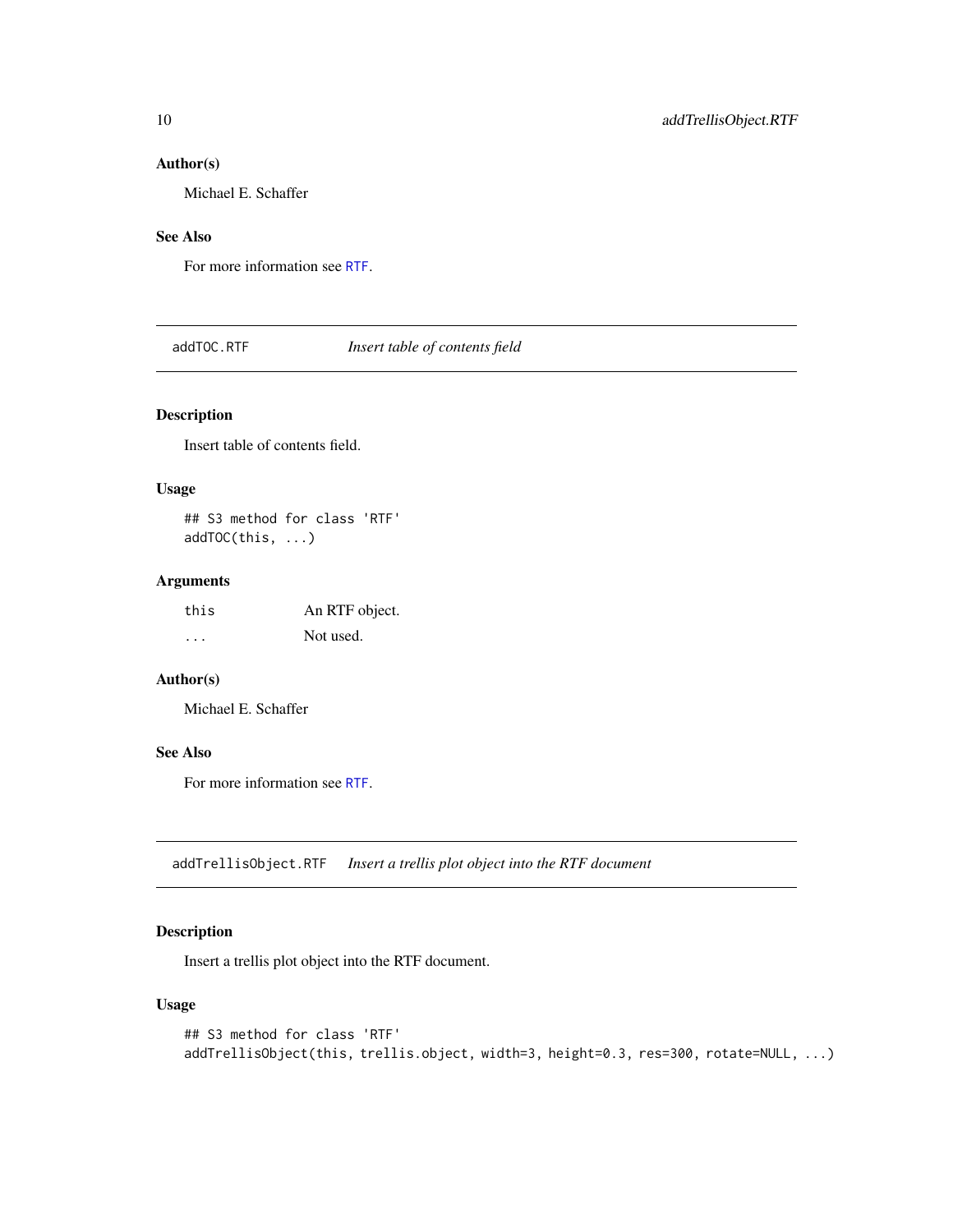### Author(s)

Michael E. Schaffer

### See Also

For more information see RTF.

---

## addTOC.RTF — *Insert table of contents field*

### Description

Insert table of contents field.

### Usage

```
## S3 method for class 'RTF'
addTOC(this, ...)
```

### Arguments

| | |
|---|---|
| this | An RTF object. |
| ... | Not used. |

### Author(s)

Michael E. Schaffer

### See Also

For more information see RTF.

---

## addTrellisObject.RTF — *Insert a trellis plot object into the RTF document*

### Description

Insert a trellis plot object into the RTF document.

### Usage

```
## S3 method for class 'RTF'
addTrellisObject(this, trellis.object, width=3, height=0.3, res=300, rotate=NULL, ...)
```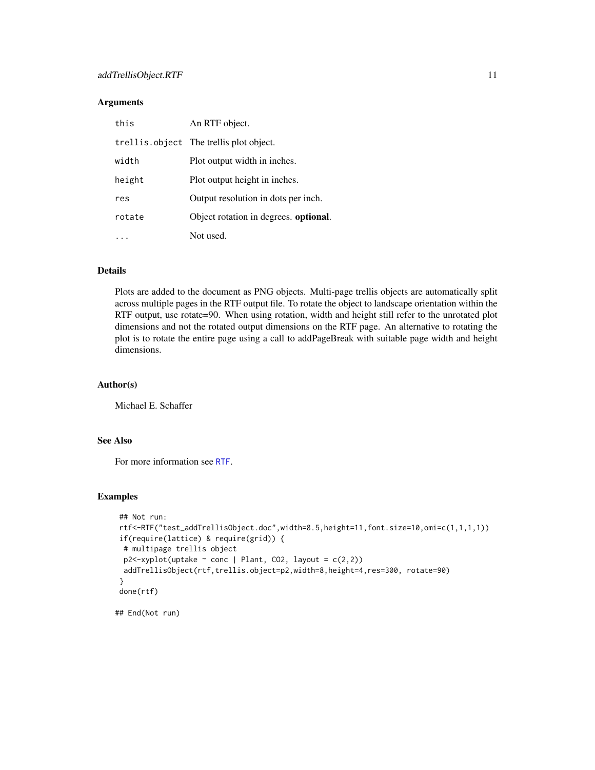### Arguments

| | |
|---|---|
| `this` | An RTF object. |
| `trellis.object` | The trellis plot object. |
| `width` | Plot output width in inches. |
| `height` | Plot output height in inches. |
| `res` | Output resolution in dots per inch. |
| `rotate` | Object rotation in degrees. **optional**. |
| `...` | Not used. |

### Details

Plots are added to the document as PNG objects. Multi-page trellis objects are automatically split across multiple pages in the RTF output file. To rotate the object to landscape orientation within the RTF output, use rotate=90. When using rotation, width and height still refer to the unrotated plot dimensions and not the rotated output dimensions on the RTF page. An alternative to rotating the plot is to rotate the entire page using a call to addPageBreak with suitable page width and height dimensions.

### Author(s)

Michael E. Schaffer

### See Also

For more information see `RTF`.

### Examples

```
## Not run:
rtf<-RTF("test_addTrellisObject.doc",width=8.5,height=11,font.size=10,omi=c(1,1,1,1))
if(require(lattice) & require(grid)) {
 # multipage trellis object
 p2<-xyplot(uptake ~ conc | Plant, CO2, layout = c(2,2))
 addTrellisObject(rtf,trellis.object=p2,width=8,height=4,res=300, rotate=90)
}
done(rtf)

## End(Not run)
```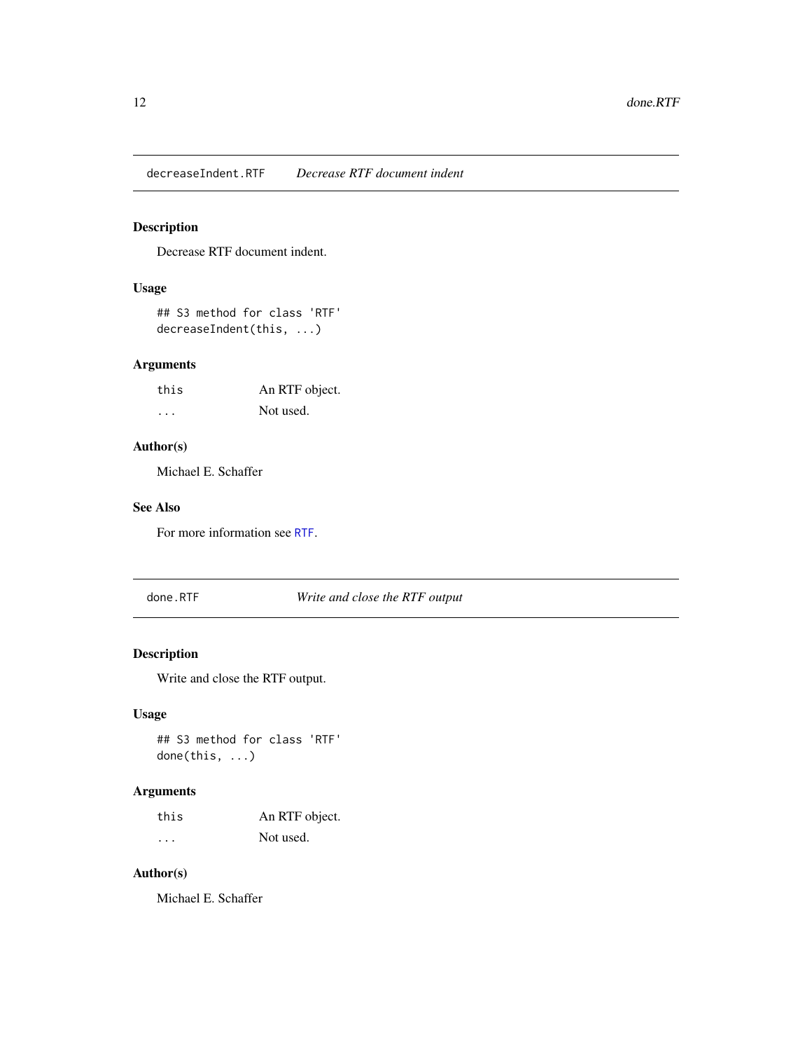## decreaseIndent.RTF — *Decrease RTF document indent*

### Description

Decrease RTF document indent.

### Usage

```
## S3 method for class 'RTF'
decreaseIndent(this, ...)
```

### Arguments

| | |
|---|---|
| this | An RTF object. |
| ... | Not used. |

### Author(s)

Michael E. Schaffer

### See Also

For more information see RTF.

## done.RTF — *Write and close the RTF output*

### Description

Write and close the RTF output.

### Usage

```
## S3 method for class 'RTF'
done(this, ...)
```

### Arguments

| | |
|---|---|
| this | An RTF object. |
| ... | Not used. |

### Author(s)

Michael E. Schaffer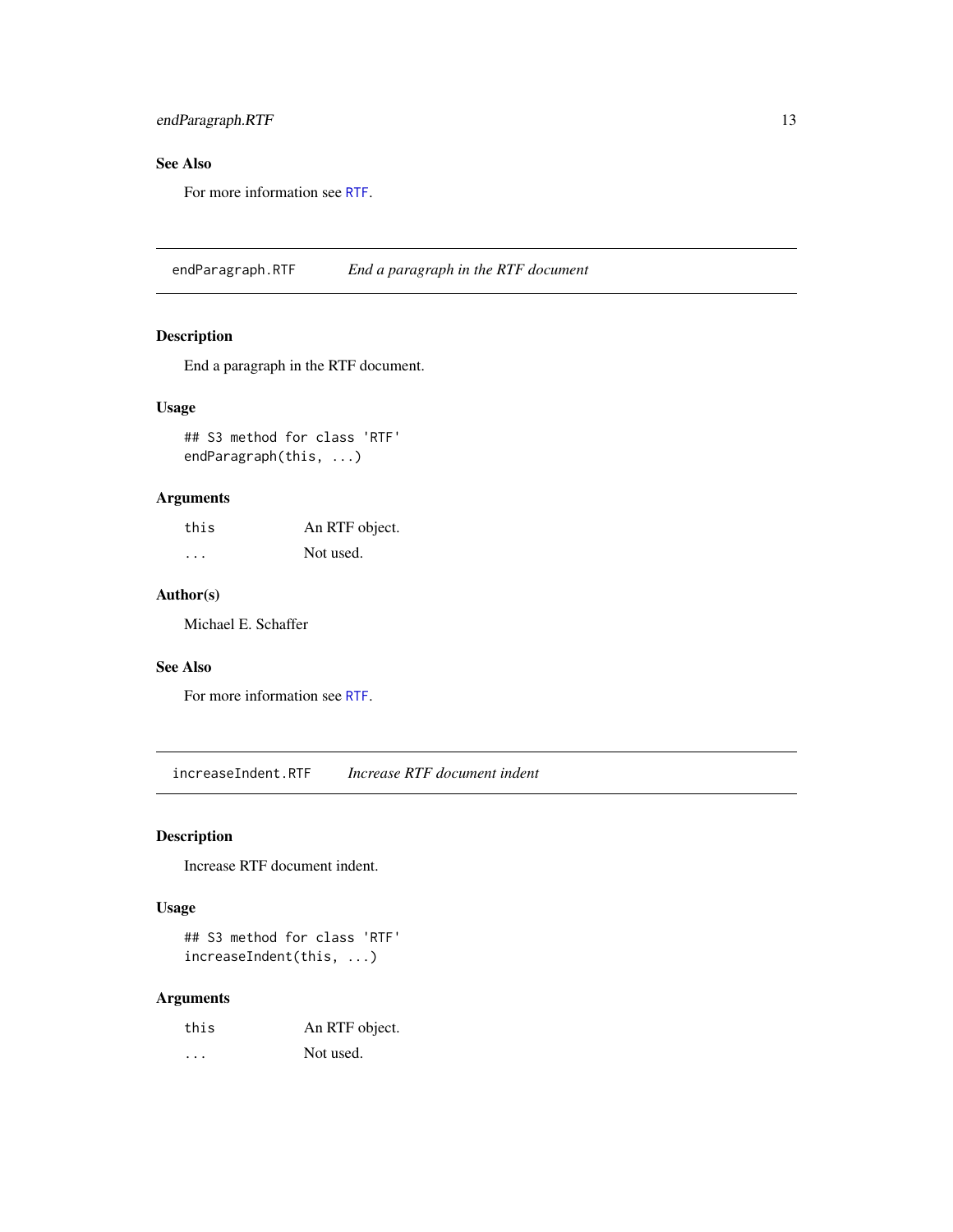### See Also

For more information see RTF.

## endParagraph.RTF *End a paragraph in the RTF document*

### Description

End a paragraph in the RTF document.

### Usage

```
## S3 method for class 'RTF'
endParagraph(this, ...)
```

### Arguments

| | |
|---|---|
| this | An RTF object. |
| ... | Not used. |

### Author(s)

Michael E. Schaffer

### See Also

For more information see RTF.

## increaseIndent.RTF *Increase RTF document indent*

### Description

Increase RTF document indent.

### Usage

```
## S3 method for class 'RTF'
increaseIndent(this, ...)
```

### Arguments

| | |
|---|---|
| this | An RTF object. |
| ... | Not used. |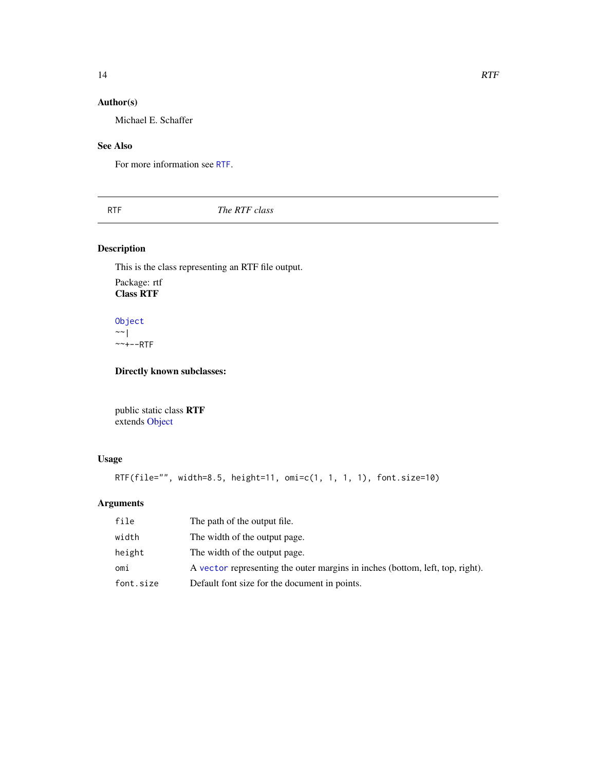## Author(s)

Michael E. Schaffer

## See Also

For more information see `RTF`.

---

# RTF — *The RTF class*

---

## Description

This is the class representing an RTF file output.

Package: rtf
**Class RTF**

```
Object
~~|
~~+--RTF
```

**Directly known subclasses:**

public static class **RTF**
extends Object

## Usage

```
RTF(file="", width=8.5, height=11, omi=c(1, 1, 1, 1), font.size=10)
```

## Arguments

| | |
|---|---|
| `file` | The path of the output file. |
| `width` | The width of the output page. |
| `height` | The width of the output page. |
| `omi` | A `vector` representing the outer margins in inches (bottom, left, top, right). |
| `font.size` | Default font size for the document in points. |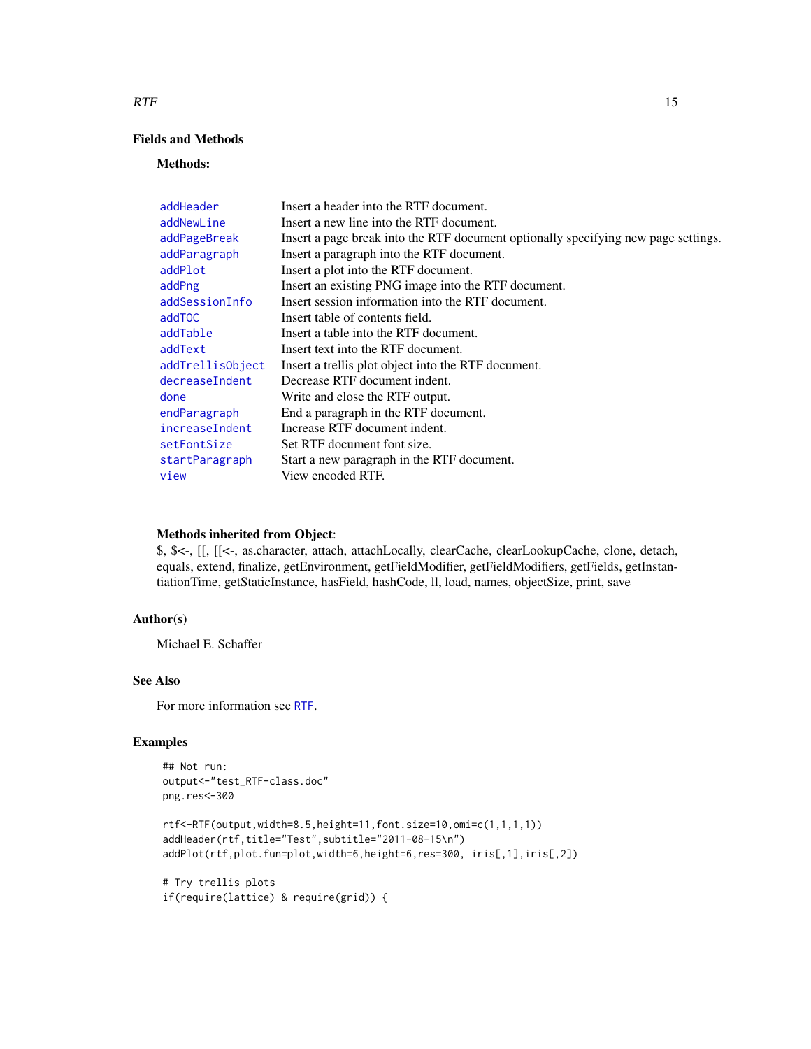## Fields and Methods

**Methods:**

| | |
|---|---|
| addHeader | Insert a header into the RTF document. |
| addNewLine | Insert a new line into the RTF document. |
| addPageBreak | Insert a page break into the RTF document optionally specifying new page settings. |
| addParagraph | Insert a paragraph into the RTF document. |
| addPlot | Insert a plot into the RTF document. |
| addPng | Insert an existing PNG image into the RTF document. |
| addSessionInfo | Insert session information into the RTF document. |
| addTOC | Insert table of contents field. |
| addTable | Insert a table into the RTF document. |
| addText | Insert text into the RTF document. |
| addTrellisObject | Insert a trellis plot object into the RTF document. |
| decreaseIndent | Decrease RTF document indent. |
| done | Write and close the RTF output. |
| endParagraph | End a paragraph in the RTF document. |
| increaseIndent | Increase RTF document indent. |
| setFontSize | Set RTF document font size. |
| startParagraph | Start a new paragraph in the RTF document. |
| view | View encoded RTF. |

**Methods inherited from Object**:
$, $<-, [[, [[<-, as.character, attach, attachLocally, clearCache, clearLookupCache, clone, detach, equals, extend, finalize, getEnvironment, getFieldModifier, getFieldModifiers, getFields, getInstantiationTime, getStaticInstance, hasField, hashCode, ll, load, names, objectSize, print, save

## Author(s)

Michael E. Schaffer

## See Also

For more information see RTF.

## Examples

```
## Not run:
output<-"test_RTF-class.doc"
png.res<-300

rtf<-RTF(output,width=8.5,height=11,font.size=10,omi=c(1,1,1,1))
addHeader(rtf,title="Test",subtitle="2011-08-15\n")
addPlot(rtf,plot.fun=plot,width=6,height=6,res=300, iris[,1],iris[,2])

# Try trellis plots
if(require(lattice) & require(grid)) {
```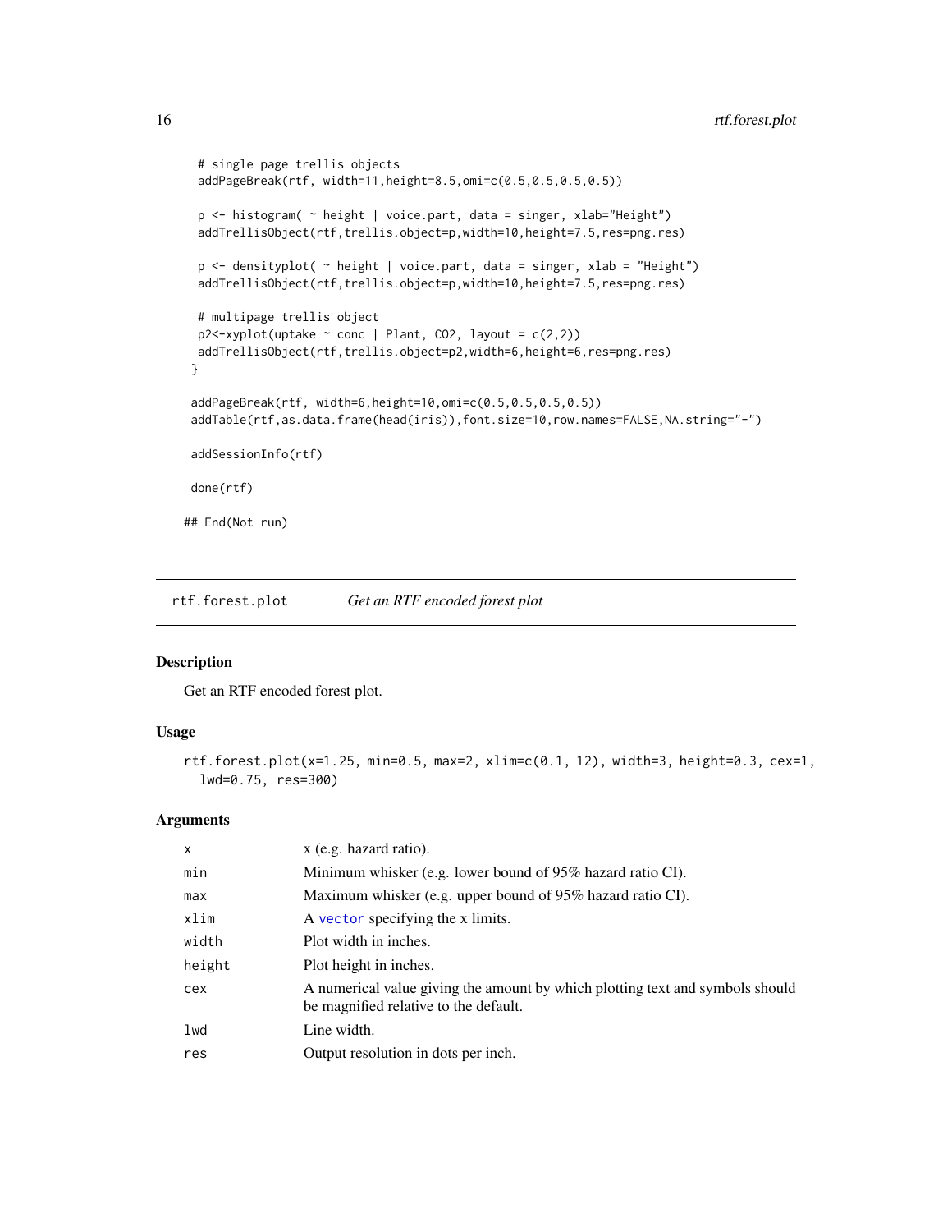```
  # single page trellis objects
  addPageBreak(rtf, width=11,height=8.5,omi=c(0.5,0.5,0.5,0.5))

  p <- histogram( ~ height | voice.part, data = singer, xlab="Height")
  addTrellisObject(rtf,trellis.object=p,width=10,height=7.5,res=png.res)

  p <- densityplot( ~ height | voice.part, data = singer, xlab = "Height")
  addTrellisObject(rtf,trellis.object=p,width=10,height=7.5,res=png.res)

  # multipage trellis object
  p2<-xyplot(uptake ~ conc | Plant, CO2, layout = c(2,2))
  addTrellisObject(rtf,trellis.object=p2,width=6,height=6,res=png.res)
 }

 addPageBreak(rtf, width=6,height=10,omi=c(0.5,0.5,0.5,0.5))
 addTable(rtf,as.data.frame(head(iris)),font.size=10,row.names=FALSE,NA.string="-")

 addSessionInfo(rtf)

 done(rtf)

## End(Not run)
```

---

## rtf.forest.plot *Get an RTF encoded forest plot*

### Description

Get an RTF encoded forest plot.

### Usage

```
rtf.forest.plot(x=1.25, min=0.5, max=2, xlim=c(0.1, 12), width=3, height=0.3, cex=1,
  lwd=0.75, res=300)
```

### Arguments

| | |
|---|---|
| `x` | x (e.g. hazard ratio). |
| `min` | Minimum whisker (e.g. lower bound of 95% hazard ratio CI). |
| `max` | Maximum whisker (e.g. upper bound of 95% hazard ratio CI). |
| `xlim` | A `vector` specifying the x limits. |
| `width` | Plot width in inches. |
| `height` | Plot height in inches. |
| `cex` | A numerical value giving the amount by which plotting text and symbols should be magnified relative to the default. |
| `lwd` | Line width. |
| `res` | Output resolution in dots per inch. |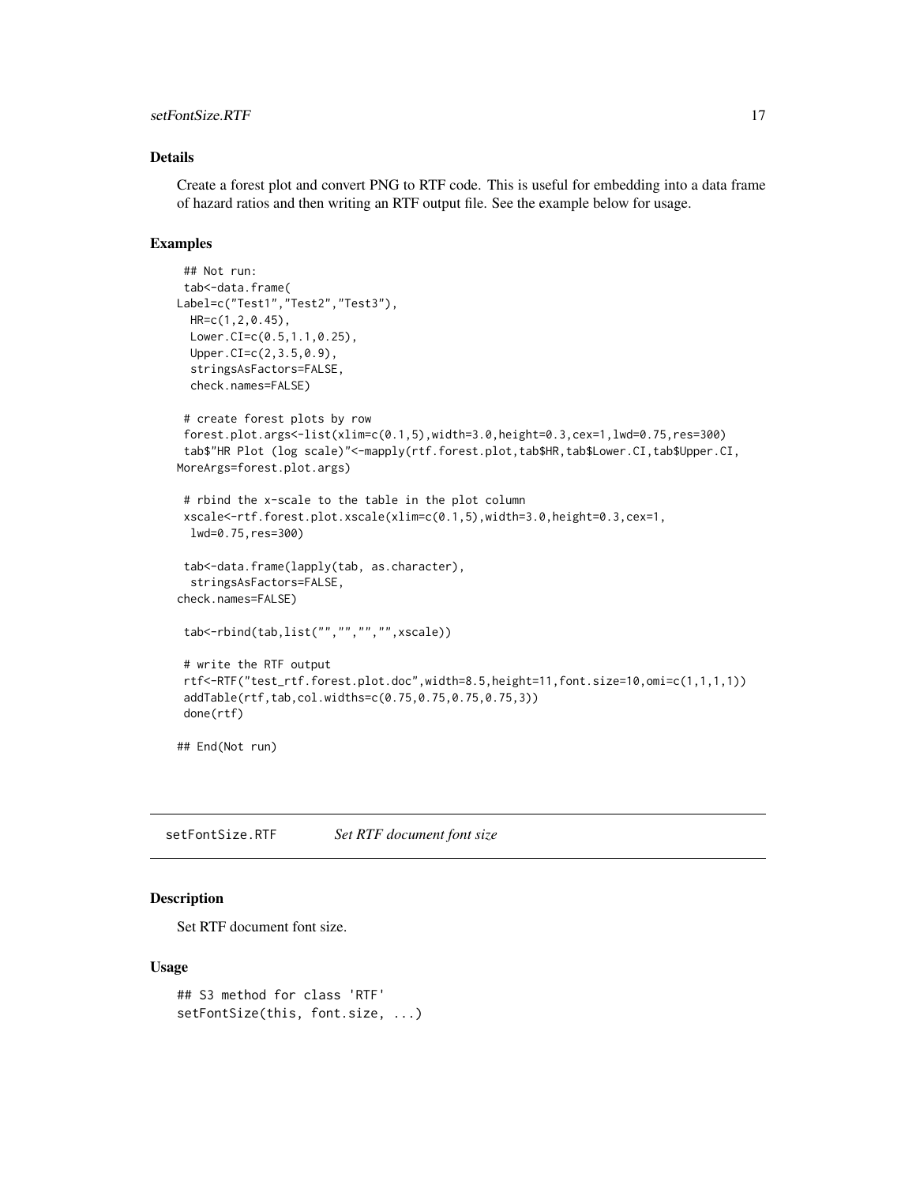### Details

Create a forest plot and convert PNG to RTF code. This is useful for embedding into a data frame of hazard ratios and then writing an RTF output file. See the example below for usage.

### Examples

```
 ## Not run:
 tab<-data.frame(
Label=c("Test1","Test2","Test3"),
  HR=c(1,2,0.45),
  Lower.CI=c(0.5,1.1,0.25),
  Upper.CI=c(2,3.5,0.9),
  stringsAsFactors=FALSE,
  check.names=FALSE)

 # create forest plots by row
 forest.plot.args<-list(xlim=c(0.1,5),width=3.0,height=0.3,cex=1,lwd=0.75,res=300)
 tab$"HR Plot (log scale)"<-mapply(rtf.forest.plot,tab$HR,tab$Lower.CI,tab$Upper.CI,
MoreArgs=forest.plot.args)

 # rbind the x-scale to the table in the plot column
 xscale<-rtf.forest.plot.xscale(xlim=c(0.1,5),width=3.0,height=0.3,cex=1,
  lwd=0.75,res=300)

 tab<-data.frame(lapply(tab, as.character),
  stringsAsFactors=FALSE,
check.names=FALSE)

 tab<-rbind(tab,list("","","","",xscale))

 # write the RTF output
 rtf<-RTF("test_rtf.forest.plot.doc",width=8.5,height=11,font.size=10,omi=c(1,1,1,1))
 addTable(rtf,tab,col.widths=c(0.75,0.75,0.75,0.75,3))
 done(rtf)

## End(Not run)
```

---

## setFontSize.RTF *Set RTF document font size*

### Description

Set RTF document font size.

### Usage

```
## S3 method for class 'RTF'
setFontSize(this, font.size, ...)
```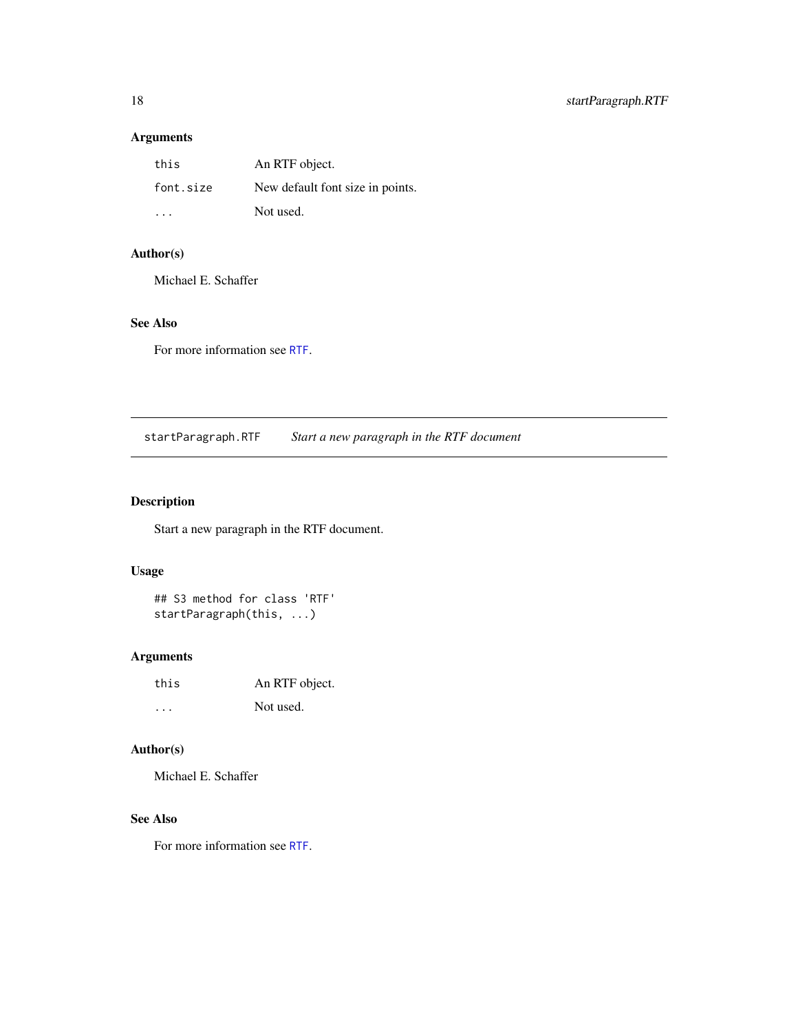### Arguments

| | |
|---|---|
| `this` | An RTF object. |
| `font.size` | New default font size in points. |
| `...` | Not used. |

### Author(s)

Michael E. Schaffer

### See Also

For more information see `RTF`.

---

## startParagraph.RTF — *Start a new paragraph in the RTF document*

---

### Description

Start a new paragraph in the RTF document.

### Usage

```
## S3 method for class 'RTF'
startParagraph(this, ...)
```

### Arguments

| | |
|---|---|
| `this` | An RTF object. |
| `...` | Not used. |

### Author(s)

Michael E. Schaffer

### See Also

For more information see `RTF`.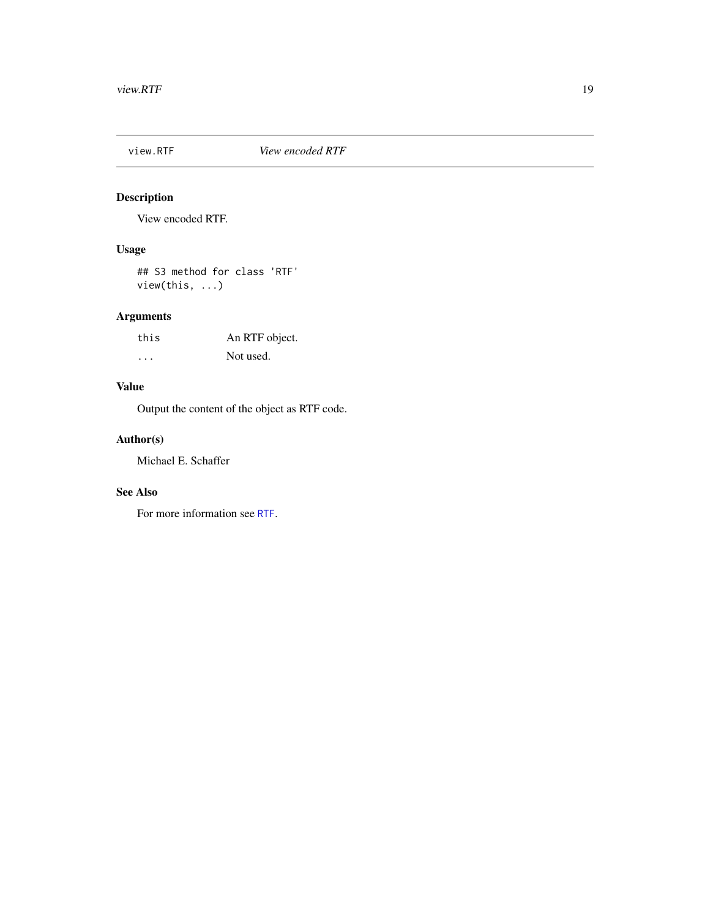## view.RTF — *View encoded RTF*

### Description

View encoded RTF.

### Usage

```
## S3 method for class 'RTF'
view(this, ...)
```

### Arguments

| | |
|---|---|
| `this` | An RTF object. |
| `...` | Not used. |

### Value

Output the content of the object as RTF code.

### Author(s)

Michael E. Schaffer

### See Also

For more information see `RTF`.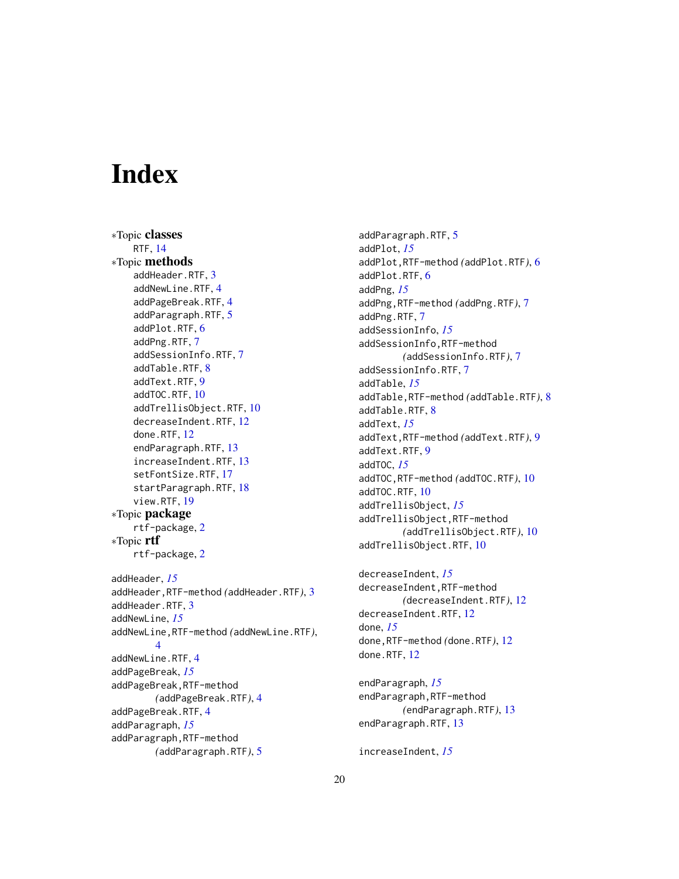# Index

*Topic **classes**
- RTF, 14

*Topic **methods**
- addHeader.RTF, 3
- addNewLine.RTF, 4
- addPageBreak.RTF, 4
- addParagraph.RTF, 5
- addPlot.RTF, 6
- addPng.RTF, 7
- addSessionInfo.RTF, 7
- addTable.RTF, 8
- addText.RTF, 9
- addTOC.RTF, 10
- addTrellisObject.RTF, 10
- decreaseIndent.RTF, 12
- done.RTF, 12
- endParagraph.RTF, 13
- increaseIndent.RTF, 13
- setFontSize.RTF, 17
- startParagraph.RTF, 18
- view.RTF, 19

*Topic **package**
- rtf-package, 2

*Topic **rtf**
- rtf-package, 2

addHeader, *15*
addHeader,RTF-method *(*addHeader.RTF*)*, 3
addHeader.RTF, 3
addNewLine, *15*
addNewLine,RTF-method *(*addNewLine.RTF*)*, 4
addNewLine.RTF, 4
addPageBreak, *15*
addPageBreak,RTF-method *(*addPageBreak.RTF*)*, 4
addPageBreak.RTF, 4
addParagraph, *15*
addParagraph,RTF-method *(*addParagraph.RTF*)*, 5
addParagraph.RTF, 5
addPlot, *15*
addPlot,RTF-method *(*addPlot.RTF*)*, 6
addPlot.RTF, 6
addPng, *15*
addPng,RTF-method *(*addPng.RTF*)*, 7
addPng.RTF, 7
addSessionInfo, *15*
addSessionInfo,RTF-method *(*addSessionInfo.RTF*)*, 7
addSessionInfo.RTF, 7
addTable, *15*
addTable,RTF-method *(*addTable.RTF*)*, 8
addTable.RTF, 8
addText, *15*
addText,RTF-method *(*addText.RTF*)*, 9
addText.RTF, 9
addTOC, *15*
addTOC,RTF-method *(*addTOC.RTF*)*, 10
addTOC.RTF, 10
addTrellisObject, *15*
addTrellisObject,RTF-method *(*addTrellisObject.RTF*)*, 10
addTrellisObject.RTF, 10

decreaseIndent, *15*
decreaseIndent,RTF-method *(*decreaseIndent.RTF*)*, 12
decreaseIndent.RTF, 12
done, *15*
done,RTF-method *(*done.RTF*)*, 12
done.RTF, 12

endParagraph, *15*
endParagraph,RTF-method *(*endParagraph.RTF*)*, 13
endParagraph.RTF, 13

increaseIndent, *15*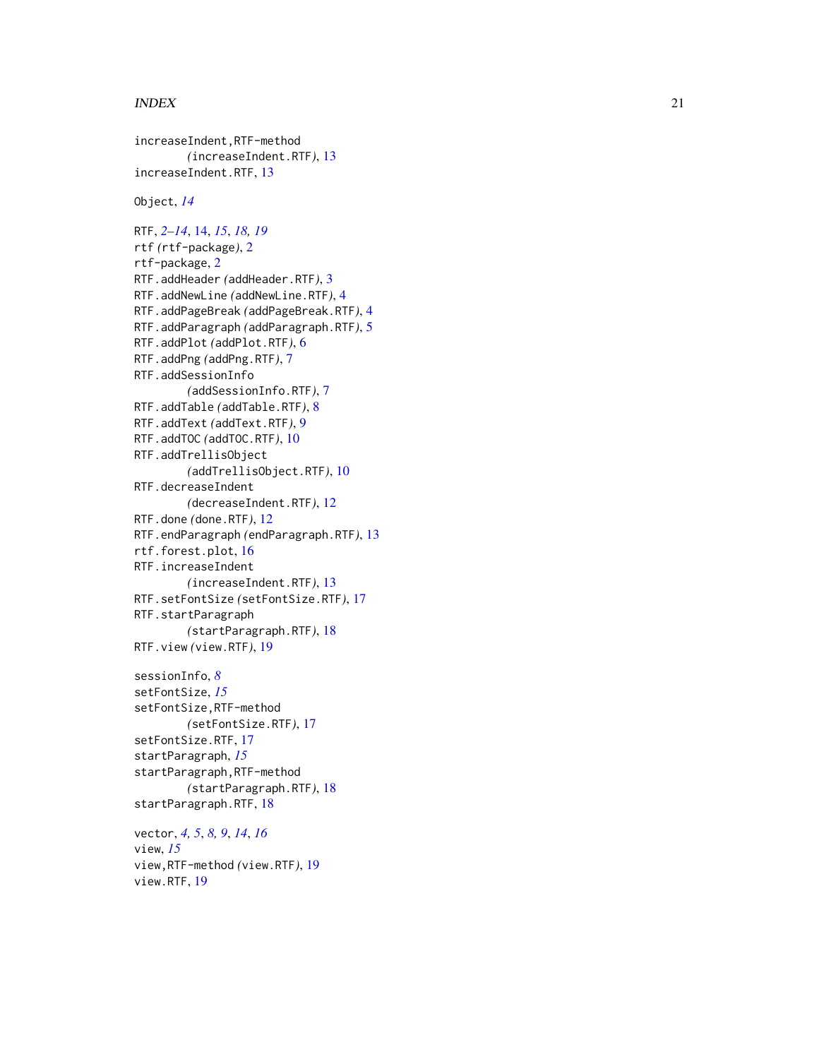increaseIndent,RTF-method
        *(*increaseIndent.RTF*)*, 13
increaseIndent.RTF, 13

Object, *14*

RTF, *2–14*, 14, *15*, *18, 19*
rtf *(*rtf-package*)*, 2
rtf-package, 2
RTF.addHeader *(*addHeader.RTF*)*, 3
RTF.addNewLine *(*addNewLine.RTF*)*, 4
RTF.addPageBreak *(*addPageBreak.RTF*)*, 4
RTF.addParagraph *(*addParagraph.RTF*)*, 5
RTF.addPlot *(*addPlot.RTF*)*, 6
RTF.addPng *(*addPng.RTF*)*, 7
RTF.addSessionInfo
        *(*addSessionInfo.RTF*)*, 7
RTF.addTable *(*addTable.RTF*)*, 8
RTF.addText *(*addText.RTF*)*, 9
RTF.addTOC *(*addTOC.RTF*)*, 10
RTF.addTrellisObject
        *(*addTrellisObject.RTF*)*, 10
RTF.decreaseIndent
        *(*decreaseIndent.RTF*)*, 12
RTF.done *(*done.RTF*)*, 12
RTF.endParagraph *(*endParagraph.RTF*)*, 13
rtf.forest.plot, 16
RTF.increaseIndent
        *(*increaseIndent.RTF*)*, 13
RTF.setFontSize *(*setFontSize.RTF*)*, 17
RTF.startParagraph
        *(*startParagraph.RTF*)*, 18
RTF.view *(*view.RTF*)*, 19

sessionInfo, *8*
setFontSize, *15*
setFontSize,RTF-method
        *(*setFontSize.RTF*)*, 17
setFontSize.RTF, 17
startParagraph, *15*
startParagraph,RTF-method
        *(*startParagraph.RTF*)*, 18
startParagraph.RTF, 18

vector, *4, 5*, *8, 9*, *14*, *16*
view, *15*
view,RTF-method *(*view.RTF*)*, 19
view.RTF, 19